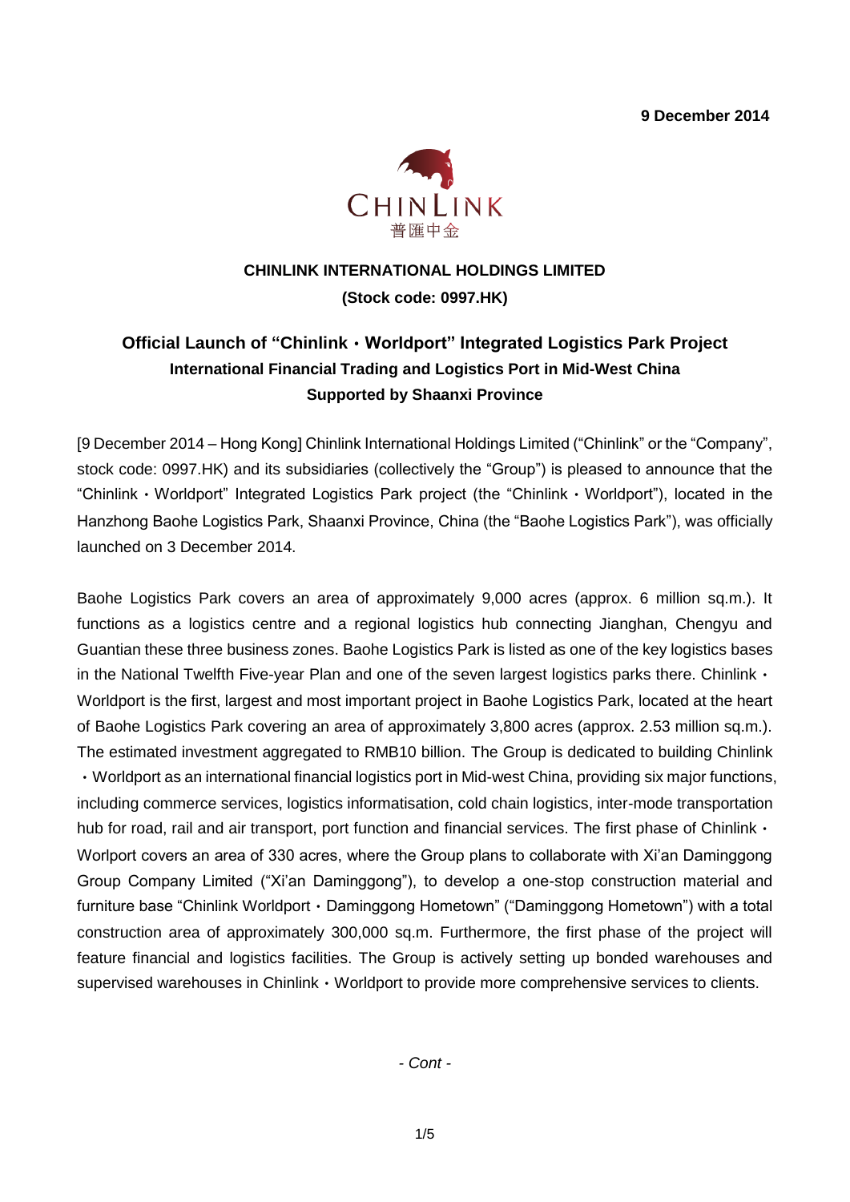**9 December 2014**

CHINLINK
普匯中金

**CHINLINK INTERNATIONAL HOLDINGS LIMITED**
**(Stock code: 0997.HK)**

# Official Launch of "Chinlink・Worldport" Integrated Logistics Park Project

## International Financial Trading and Logistics Port in Mid-West China Supported by Shaanxi Province

[9 December 2014 – Hong Kong] Chinlink International Holdings Limited ("Chinlink" or the "Company", stock code: 0997.HK) and its subsidiaries (collectively the "Group") is pleased to announce that the "Chinlink・Worldport" Integrated Logistics Park project (the "Chinlink・Worldport"), located in the Hanzhong Baohe Logistics Park, Shaanxi Province, China (the "Baohe Logistics Park"), was officially launched on 3 December 2014.

Baohe Logistics Park covers an area of approximately 9,000 acres (approx. 6 million sq.m.). It functions as a logistics centre and a regional logistics hub connecting Jianghan, Chengyu and Guantian these three business zones. Baohe Logistics Park is listed as one of the key logistics bases in the National Twelfth Five-year Plan and one of the seven largest logistics parks there. Chinlink・Worldport is the first, largest and most important project in Baohe Logistics Park, located at the heart of Baohe Logistics Park covering an area of approximately 3,800 acres (approx. 2.53 million sq.m.). The estimated investment aggregated to RMB10 billion. The Group is dedicated to building Chinlink・Worldport as an international financial logistics port in Mid-west China, providing six major functions, including commerce services, logistics informatisation, cold chain logistics, inter-mode transportation hub for road, rail and air transport, port function and financial services. The first phase of Chinlink・Worlport covers an area of 330 acres, where the Group plans to collaborate with Xi'an Daminggong Group Company Limited ("Xi'an Daminggong"), to develop a one-stop construction material and furniture base "Chinlink Worldport・Daminggong Hometown" ("Daminggong Hometown") with a total construction area of approximately 300,000 sq.m. Furthermore, the first phase of the project will feature financial and logistics facilities. The Group is actively setting up bonded warehouses and supervised warehouses in Chinlink・Worldport to provide more comprehensive services to clients.

*- Cont -*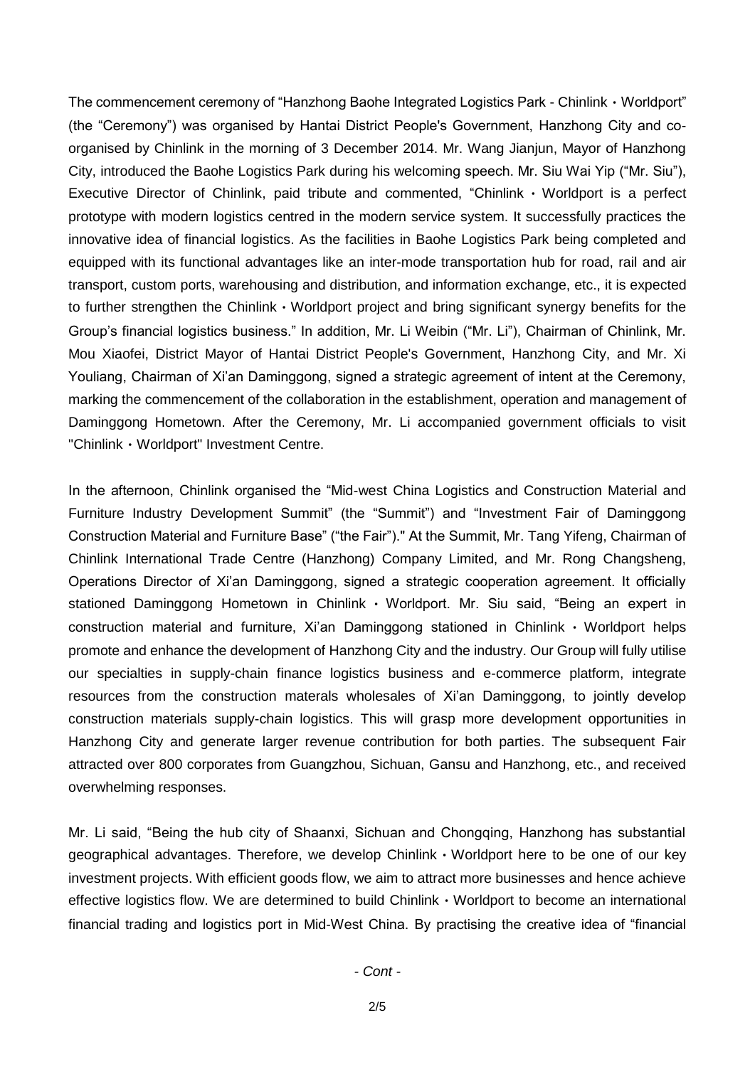The commencement ceremony of “Hanzhong Baohe Integrated Logistics Park - Chinlink・Worldport” (the “Ceremony”) was organised by Hantai District People's Government, Hanzhong City and co-organised by Chinlink in the morning of 3 December 2014. Mr. Wang Jianjun, Mayor of Hanzhong City, introduced the Baohe Logistics Park during his welcoming speech. Mr. Siu Wai Yip (“Mr. Siu”), Executive Director of Chinlink, paid tribute and commented, “Chinlink・Worldport is a perfect prototype with modern logistics centred in the modern service system. It successfully practices the innovative idea of financial logistics. As the facilities in Baohe Logistics Park being completed and equipped with its functional advantages like an inter-mode transportation hub for road, rail and air transport, custom ports, warehousing and distribution, and information exchange, etc., it is expected to further strengthen the Chinlink・Worldport project and bring significant synergy benefits for the Group’s financial logistics business.” In addition, Mr. Li Weibin (“Mr. Li”), Chairman of Chinlink, Mr. Mou Xiaofei, District Mayor of Hantai District People's Government, Hanzhong City, and Mr. Xi Youliang, Chairman of Xi’an Daminggong, signed a strategic agreement of intent at the Ceremony, marking the commencement of the collaboration in the establishment, operation and management of Daminggong Hometown. After the Ceremony, Mr. Li accompanied government officials to visit "Chinlink・Worldport" Investment Centre.

In the afternoon, Chinlink organised the “Mid-west China Logistics and Construction Material and Furniture Industry Development Summit” (the “Summit”) and “Investment Fair of Daminggong Construction Material and Furniture Base” (“the Fair”)." At the Summit, Mr. Tang Yifeng, Chairman of Chinlink International Trade Centre (Hanzhong) Company Limited, and Mr. Rong Changsheng, Operations Director of Xi’an Daminggong, signed a strategic cooperation agreement. It officially stationed Daminggong Hometown in Chinlink・Worldport. Mr. Siu said, “Being an expert in construction material and furniture, Xi’an Daminggong stationed in Chinlink・Worldport helps promote and enhance the development of Hanzhong City and the industry. Our Group will fully utilise our specialties in supply-chain finance logistics business and e-commerce platform, integrate resources from the construction materals wholesales of Xi’an Daminggong, to jointly develop construction materials supply-chain logistics. This will grasp more development opportunities in Hanzhong City and generate larger revenue contribution for both parties. The subsequent Fair attracted over 800 corporates from Guangzhou, Sichuan, Gansu and Hanzhong, etc., and received overwhelming responses.

Mr. Li said, “Being the hub city of Shaanxi, Sichuan and Chongqing, Hanzhong has substantial geographical advantages. Therefore, we develop Chinlink・Worldport here to be one of our key investment projects. With efficient goods flow, we aim to attract more businesses and hence achieve effective logistics flow. We are determined to build Chinlink・Worldport to become an international financial trading and logistics port in Mid-West China. By practising the creative idea of “financial

*- Cont -*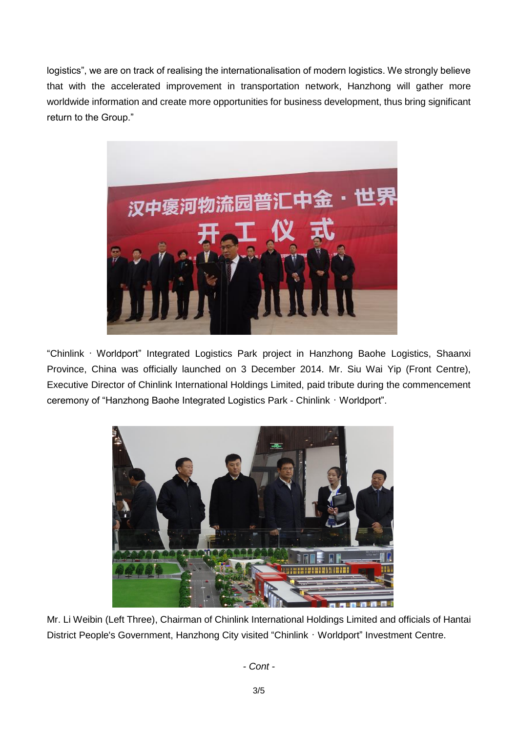logistics", we are on track of realising the internationalisation of modern logistics. We strongly believe that with the accelerated improvement in transportation network, Hanzhong will gather more worldwide information and create more opportunities for business development, thus bring significant return to the Group."

"Chinlink · Worldport" Integrated Logistics Park project in Hanzhong Baohe Logistics, Shaanxi Province, China was officially launched on 3 December 2014. Mr. Siu Wai Yip (Front Centre), Executive Director of Chinlink International Holdings Limited, paid tribute during the commencement ceremony of "Hanzhong Baohe Integrated Logistics Park - Chinlink · Worldport".

Mr. Li Weibin (Left Three), Chairman of Chinlink International Holdings Limited and officials of Hantai District People's Government, Hanzhong City visited "Chinlink · Worldport" Investment Centre.

*- Cont -*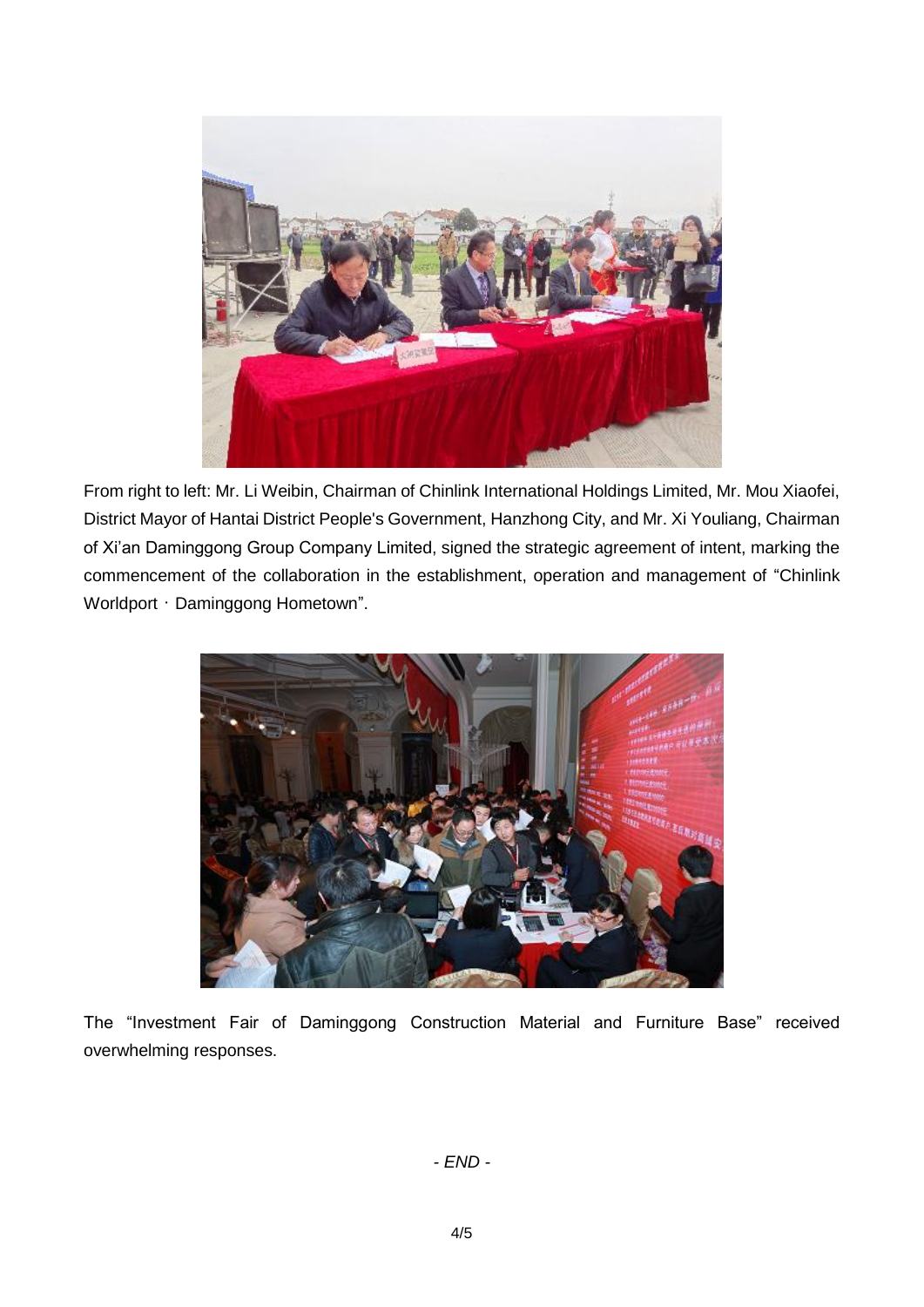From right to left: Mr. Li Weibin, Chairman of Chinlink International Holdings Limited, Mr. Mou Xiaofei, District Mayor of Hantai District People's Government, Hanzhong City, and Mr. Xi Youliang, Chairman of Xi'an Daminggong Group Company Limited, signed the strategic agreement of intent, marking the commencement of the collaboration in the establishment, operation and management of "Chinlink Worldport · Daminggong Hometown".

The "Investment Fair of Daminggong Construction Material and Furniture Base" received overwhelming responses.

*- END -*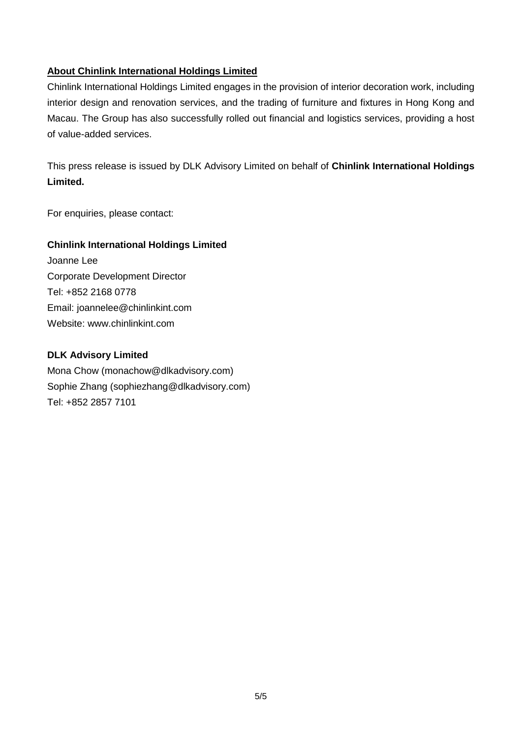**About Chinlink International Holdings Limited**

Chinlink International Holdings Limited engages in the provision of interior decoration work, including interior design and renovation services, and the trading of furniture and fixtures in Hong Kong and Macau. The Group has also successfully rolled out financial and logistics services, providing a host of value-added services.

This press release is issued by DLK Advisory Limited on behalf of **Chinlink International Holdings Limited.**

For enquiries, please contact:

**Chinlink International Holdings Limited**
Joanne Lee
Corporate Development Director
Tel: +852 2168 0778
Email: joannelee@chinlinkint.com
Website: www.chinlinkint.com

**DLK Advisory Limited**
Mona Chow (monachow@dlkadvisory.com)
Sophie Zhang (sophiezhang@dlkadvisory.com)
Tel: +852 2857 7101